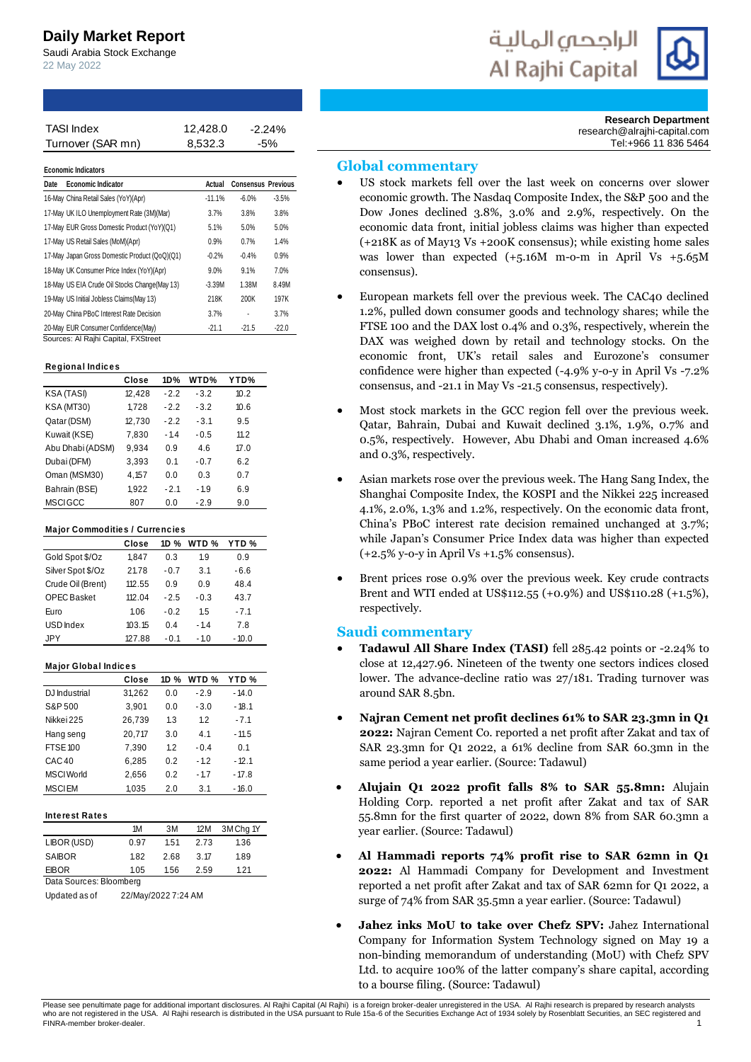# Daily Market Report

Saudi Arabia Stock Exchange

22 May 2022

الراجحي المالية
Al Rajhi Capital

**Research Department**
research@alrajhi-capital.com
Tel:+966 11 836 5464

| TASI Index | 12,428.0 | -2.24% |
|---|---|---|
| Turnover (SAR mn) | 8,532.3 | -5% |

**Economic Indicators**

| Date | Economic Indicator | Actual | Consensus | Previous |
|---|---|---|---|---|
| 16-May | China Retail Sales (YoY)(Apr) | -11.1% | -6.0% | -3.5% |
| 17-May | UK ILO Unemployment Rate (3M)(Mar) | 3.7% | 3.8% | 3.8% |
| 17-May | EUR Gross Domestic Product (YoY)(Q1) | 5.1% | 5.0% | 5.0% |
| 17-May | US Retail Sales (MoM)(Apr) | 0.9% | 0.7% | 1.4% |
| 17-May | Japan Gross Domestic Product (QoQ)(Q1) | -0.2% | -0.4% | 0.9% |
| 18-May | UK Consumer Price Index (YoY)(Apr) | 9.0% | 9.1% | 7.0% |
| 18-May | US EIA Crude Oil Stocks Change(May 13) | -3.39M | 1.38M | 8.49M |
| 19-May | US Initial Jobless Claims(May 13) | 218K | 200K | 197K |
| 20-May | China PBoC Interest Rate Decision | 3.7% | - | 3.7% |
| 20-May | EUR Consumer Confidence(May) | -21.1 | -21.5 | -22.0 |

Sources: Al Rajhi Capital, FXStreet

**Regional Indices**

| | Close | 1D% | WTD% | YTD% |
|---|---|---|---|---|
| KSA (TASI) | 12,428 | -2.2 | -3.2 | 10.2 |
| KSA (MT30) | 1,728 | -2.2 | -3.2 | 10.6 |
| Qatar (DSM) | 12,730 | -2.2 | -3.1 | 9.5 |
| Kuwait (KSE) | 7,830 | -1.4 | -0.5 | 11.2 |
| Abu Dhabi (ADSM) | 9,934 | 0.9 | 4.6 | 17.0 |
| Dubai (DFM) | 3,393 | 0.1 | -0.7 | 6.2 |
| Oman (MSM30) | 4,157 | 0.0 | 0.3 | 0.7 |
| Bahrain (BSE) | 1,922 | -2.1 | -1.9 | 6.9 |
| MSCI GCC | 807 | 0.0 | -2.9 | 9.0 |

**Major Commodities / Currencies**

| | Close | 1D % | WTD % | YTD % |
|---|---|---|---|---|
| Gold Spot $/Oz | 1,847 | 0.3 | 1.9 | 0.9 |
| Silver Spot $/Oz | 21.78 | -0.7 | 3.1 | -6.6 |
| Crude Oil (Brent) | 112.55 | 0.9 | 0.9 | 48.4 |
| OPEC Basket | 112.04 | -2.5 | -0.3 | 43.7 |
| Euro | 1.06 | -0.2 | 1.5 | -7.1 |
| USD Index | 103.15 | 0.4 | -1.4 | 7.8 |
| JPY | 127.88 | -0.1 | -1.0 | -10.0 |

**Major Global Indices**

| | Close | 1D % | WTD % | YTD % |
|---|---|---|---|---|
| DJ Industrial | 31,262 | 0.0 | -2.9 | -14.0 |
| S&P 500 | 3,901 | 0.0 | -3.0 | -18.1 |
| Nikkei 225 | 26,739 | 1.3 | 1.2 | -7.1 |
| Hang seng | 20,717 | 3.0 | 4.1 | -11.5 |
| FTSE 100 | 7,390 | 1.2 | -0.4 | 0.1 |
| CAC 40 | 6,285 | 0.2 | -1.2 | -12.1 |
| MSCI World | 2,656 | 0.2 | -1.7 | -17.8 |
| MSCI EM | 1,035 | 2.0 | 3.1 | -16.0 |

**Interest Rates**

| | 1M | 3M | 12M | 3M Chg 1Y |
|---|---|---|---|---|
| LIBOR (USD) | 0.97 | 1.51 | 2.73 | 1.36 |
| SAIBOR | 1.82 | 2.68 | 3.17 | 1.89 |
| EIBOR | 1.05 | 1.56 | 2.59 | 1.21 |

Data Sources: Bloomberg

Updated as of 22/May/2022 7:24 AM

## Global commentary

- US stock markets fell over the last week on concerns over slower economic growth. The Nasdaq Composite Index, the S&P 500 and the Dow Jones declined 3.8%, 3.0% and 2.9%, respectively. On the economic data front, initial jobless claims was higher than expected (+218K as of May13 Vs +200K consensus); while existing home sales was lower than expected (+5.16M m-o-m in April Vs +5.65M consensus).
- European markets fell over the previous week. The CAC40 declined 1.2%, pulled down consumer goods and technology shares; while the FTSE 100 and the DAX lost 0.4% and 0.3%, respectively, wherein the DAX was weighed down by retail and technology stocks. On the economic front, UK's retail sales and Eurozone's consumer confidence were higher than expected (-4.9% y-o-y in April Vs -7.2% consensus, and -21.1 in May Vs -21.5 consensus, respectively).
- Most stock markets in the GCC region fell over the previous week. Qatar, Bahrain, Dubai and Kuwait declined 3.1%, 1.9%, 0.7% and 0.5%, respectively. However, Abu Dhabi and Oman increased 4.6% and 0.3%, respectively.
- Asian markets rose over the previous week. The Hang Sang Index, the Shanghai Composite Index, the KOSPI and the Nikkei 225 increased 4.1%, 2.0%, 1.3% and 1.2%, respectively. On the economic data front, China's PBoC interest rate decision remained unchanged at 3.7%; while Japan's Consumer Price Index data was higher than expected (+2.5% y-o-y in April Vs +1.5% consensus).
- Brent prices rose 0.9% over the previous week. Key crude contracts Brent and WTI ended at US$112.55 (+0.9%) and US$110.28 (+1.5%), respectively.

## Saudi commentary

- **Tadawul All Share Index (TASI)** fell 285.42 points or -2.24% to close at 12,427.96. Nineteen of the twenty one sectors indices closed lower. The advance-decline ratio was 27/181. Trading turnover was around SAR 8.5bn.
- **Najran Cement net profit declines 61% to SAR 23.3mn in Q1 2022:** Najran Cement Co. reported a net profit after Zakat and tax of SAR 23.3mn for Q1 2022, a 61% decline from SAR 60.3mn in the same period a year earlier. (Source: Tadawul)
- **Alujain Q1 2022 profit falls 8% to SAR 55.8mn:** Alujain Holding Corp. reported a net profit after Zakat and tax of SAR 55.8mn for the first quarter of 2022, down 8% from SAR 60.3mn a year earlier. (Source: Tadawul)
- **Al Hammadi reports 74% profit rise to SAR 62mn in Q1 2022:** Al Hammadi Company for Development and Investment reported a net profit after Zakat and tax of SAR 62mn for Q1 2022, a surge of 74% from SAR 35.5mn a year earlier. (Source: Tadawul)
- **Jahez inks MoU to take over Chefz SPV:** Jahez International Company for Information System Technology signed on May 19 a non-binding memorandum of understanding (MoU) with Chefz SPV Ltd. to acquire 100% of the latter company's share capital, according to a bourse filing. (Source: Tadawul)

Please see penultimate page for additional important disclosures. Al Rajhi Capital (Al Rajhi) is a foreign broker-dealer unregistered in the USA. Al Rajhi research is prepared by research analysts who are not registered in the USA. Al Rajhi research is distributed in the USA pursuant to Rule 15a-6 of the Securities Exchange Act of 1934 solely by Rosenblatt Securities, an SEC registered and FINRA-member broker-dealer.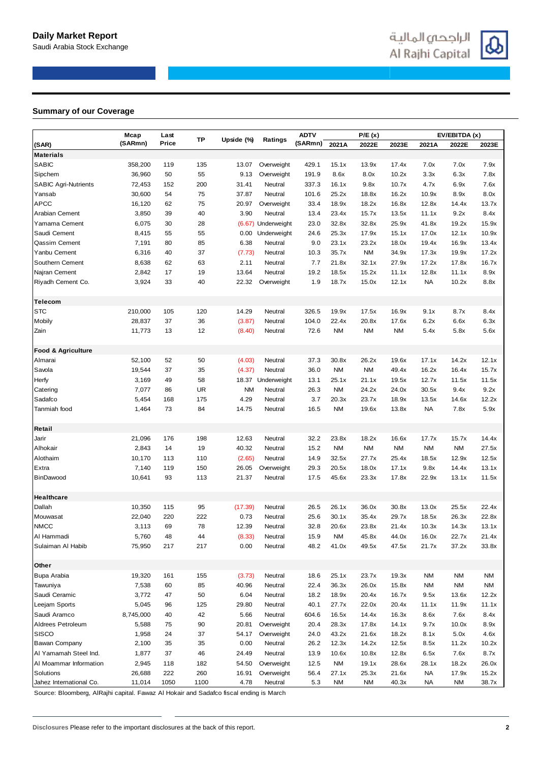## Summary of our Coverage

| (SAR) | Mcap (SARmn) | Last Price | TP | Upside (%) | Ratings | ADTV (SARmn) | P/E (x) 2021A | 2022E | 2023E | EV/EBITDA (x) 2021A | 2022E | 2023E |
|---|---|---|---|---|---|---|---|---|---|---|---|---|
| **Materials** | | | | | | | | | | | | |
| SABIC | 358,200 | 119 | 135 | 13.07 | Overweight | 429.1 | 15.1x | 13.9x | 17.4x | 7.0x | 7.0x | 7.9x |
| Sipchem | 36,960 | 50 | 55 | 9.13 | Overweight | 191.9 | 8.6x | 8.0x | 10.2x | 3.3x | 6.3x | 7.8x |
| SABIC Agri-Nutrients | 72,453 | 152 | 200 | 31.41 | Neutral | 337.3 | 16.1x | 9.8x | 10.7x | 4.7x | 6.9x | 7.6x |
| Yansab | 30,600 | 54 | 75 | 37.87 | Neutral | 101.6 | 25.2x | 18.8x | 16.2x | 10.9x | 8.9x | 8.0x |
| APCC | 16,120 | 62 | 75 | 20.97 | Overweight | 33.4 | 18.9x | 18.2x | 16.8x | 12.8x | 14.4x | 13.7x |
| Arabian Cement | 3,850 | 39 | 40 | 3.90 | Neutral | 13.4 | 23.4x | 15.7x | 13.5x | 11.1x | 9.2x | 8.4x |
| Yamama Cement | 6,075 | 30 | 28 | (6.67) | Underweight | 23.0 | 32.8x | 32.8x | 25.9x | 41.8x | 19.2x | 15.9x |
| Saudi Cement | 8,415 | 55 | 55 | 0.00 | Underweight | 24.6 | 25.3x | 17.9x | 15.1x | 17.0x | 12.1x | 10.9x |
| Qassim Cement | 7,191 | 80 | 85 | 6.38 | Neutral | 9.0 | 23.1x | 23.2x | 18.0x | 19.4x | 16.9x | 13.4x |
| Yanbu Cement | 6,316 | 40 | 37 | (7.73) | Neutral | 10.3 | 35.7x | NM | 34.9x | 17.3x | 19.9x | 17.2x |
| Southern Cement | 8,638 | 62 | 63 | 2.11 | Neutral | 7.7 | 21.8x | 32.1x | 27.9x | 17.2x | 17.8x | 16.7x |
| Najran Cement | 2,842 | 17 | 19 | 13.64 | Neutral | 19.2 | 18.5x | 15.2x | 11.1x | 12.8x | 11.1x | 8.9x |
| Riyadh Cement Co. | 3,924 | 33 | 40 | 22.32 | Overweight | 1.9 | 18.7x | 15.0x | 12.1x | NA | 10.2x | 8.8x |
| **Telecom** | | | | | | | | | | | | |
| STC | 210,000 | 105 | 120 | 14.29 | Neutral | 326.5 | 19.9x | 17.5x | 16.9x | 9.1x | 8.7x | 8.4x |
| Mobily | 28,837 | 37 | 36 | (3.87) | Neutral | 104.0 | 22.4x | 20.8x | 17.6x | 6.2x | 6.6x | 6.3x |
| Zain | 11,773 | 13 | 12 | (8.40) | Neutral | 72.6 | NM | NM | NM | 5.4x | 5.8x | 5.6x |
| **Food & Agriculture** | | | | | | | | | | | | |
| Almarai | 52,100 | 52 | 50 | (4.03) | Neutral | 37.3 | 30.8x | 26.2x | 19.6x | 17.1x | 14.2x | 12.1x |
| Savola | 19,544 | 37 | 35 | (4.37) | Neutral | 36.0 | NM | NM | 49.4x | 16.2x | 16.4x | 15.7x |
| Herfy | 3,169 | 49 | 58 | 18.37 | Underweight | 13.1 | 25.1x | 21.1x | 19.5x | 12.7x | 11.5x | 11.5x |
| Catering | 7,077 | 86 | UR | NM | Neutral | 26.3 | NM | 24.2x | 24.0x | 30.5x | 9.4x | 9.2x |
| Sadafco | 5,454 | 168 | 175 | 4.29 | Neutral | 3.7 | 20.3x | 23.7x | 18.9x | 13.5x | 14.6x | 12.2x |
| Tanmiah food | 1,464 | 73 | 84 | 14.75 | Neutral | 16.5 | NM | 19.6x | 13.8x | NA | 7.8x | 5.9x |
| **Retail** | | | | | | | | | | | | |
| Jarir | 21,096 | 176 | 198 | 12.63 | Neutral | 32.2 | 23.8x | 18.2x | 16.6x | 17.7x | 15.7x | 14.4x |
| Alhokair | 2,843 | 14 | 19 | 40.32 | Neutral | 15.2 | NM | NM | NM | NM | NM | 27.5x |
| Alothaim | 10,170 | 113 | 110 | (2.65) | Neutral | 14.9 | 32.5x | 27.7x | 25.4x | 18.5x | 12.9x | 12.5x |
| Extra | 7,140 | 119 | 150 | 26.05 | Overweight | 29.3 | 20.5x | 18.0x | 17.1x | 9.8x | 14.4x | 13.1x |
| BinDawood | 10,641 | 93 | 113 | 21.37 | Neutral | 17.5 | 45.6x | 23.3x | 17.8x | 22.9x | 13.1x | 11.5x |
| **Healthcare** | | | | | | | | | | | | |
| Dallah | 10,350 | 115 | 95 | (17.39) | Neutral | 26.5 | 26.1x | 36.0x | 30.8x | 13.0x | 25.5x | 22.4x |
| Mouwasat | 22,040 | 220 | 222 | 0.73 | Neutral | 25.6 | 30.1x | 35.4x | 29.7x | 18.5x | 26.3x | 22.8x |
| NMCC | 3,113 | 69 | 78 | 12.39 | Neutral | 32.8 | 20.6x | 23.8x | 21.4x | 10.3x | 14.3x | 13.1x |
| Al Hammadi | 5,760 | 48 | 44 | (8.33) | Neutral | 15.9 | NM | 45.8x | 44.0x | 16.0x | 22.7x | 21.4x |
| Sulaiman Al Habib | 75,950 | 217 | 217 | 0.00 | Neutral | 48.2 | 41.0x | 49.5x | 47.5x | 21.7x | 37.2x | 33.8x |
| **Other** | | | | | | | | | | | | |
| Bupa Arabia | 19,320 | 161 | 155 | (3.73) | Neutral | 18.6 | 25.1x | 23.7x | 19.3x | NM | NM | NM |
| Tawuniya | 7,538 | 60 | 85 | 40.96 | Neutral | 22.4 | 36.3x | 26.0x | 15.8x | NM | NM | NM |
| Saudi Ceramic | 3,772 | 47 | 50 | 6.04 | Neutral | 18.2 | 18.9x | 20.4x | 16.7x | 9.5x | 13.6x | 12.2x |
| Leejam Sports | 5,045 | 96 | 125 | 29.80 | Neutral | 40.1 | 27.7x | 22.0x | 20.4x | 11.1x | 11.9x | 11.1x |
| Saudi Aramco | 8,745,000 | 40 | 42 | 5.66 | Neutral | 604.6 | 16.5x | 14.4x | 16.3x | 8.6x | 7.6x | 8.4x |
| Aldrees Petroleum | 5,588 | 75 | 90 | 20.81 | Overweight | 20.4 | 28.3x | 17.8x | 14.1x | 9.7x | 10.0x | 8.9x |
| SISCO | 1,958 | 24 | 37 | 54.17 | Overweight | 24.0 | 43.2x | 21.6x | 18.2x | 8.1x | 5.0x | 4.6x |
| Bawan Company | 2,100 | 35 | 35 | 0.00 | Neutral | 26.2 | 12.3x | 14.2x | 12.5x | 8.5x | 11.2x | 10.2x |
| Al Yamamah Steel Ind. | 1,877 | 37 | 46 | 24.49 | Neutral | 13.9 | 10.6x | 10.8x | 12.8x | 6.5x | 7.6x | 8.7x |
| Al Moammar Information | 2,945 | 118 | 182 | 54.50 | Overweight | 12.5 | NM | 19.1x | 28.6x | 28.1x | 18.2x | 26.0x |
| Solutions | 26,688 | 222 | 260 | 16.91 | Overweight | 56.4 | 27.1x | 25.3x | 21.6x | NA | 17.9x | 15.2x |
| Jahez International Co. | 11,014 | 1050 | 1100 | 4.78 | Neutral | 5.3 | NM | NM | 40.3x | NA | NM | 38.7x |

Source: Bloomberg, AlRajhi capital. Fawaz Al Hokair and Sadafco fiscal ending is March

**Disclosures** Please refer to the important disclosures at the back of this report.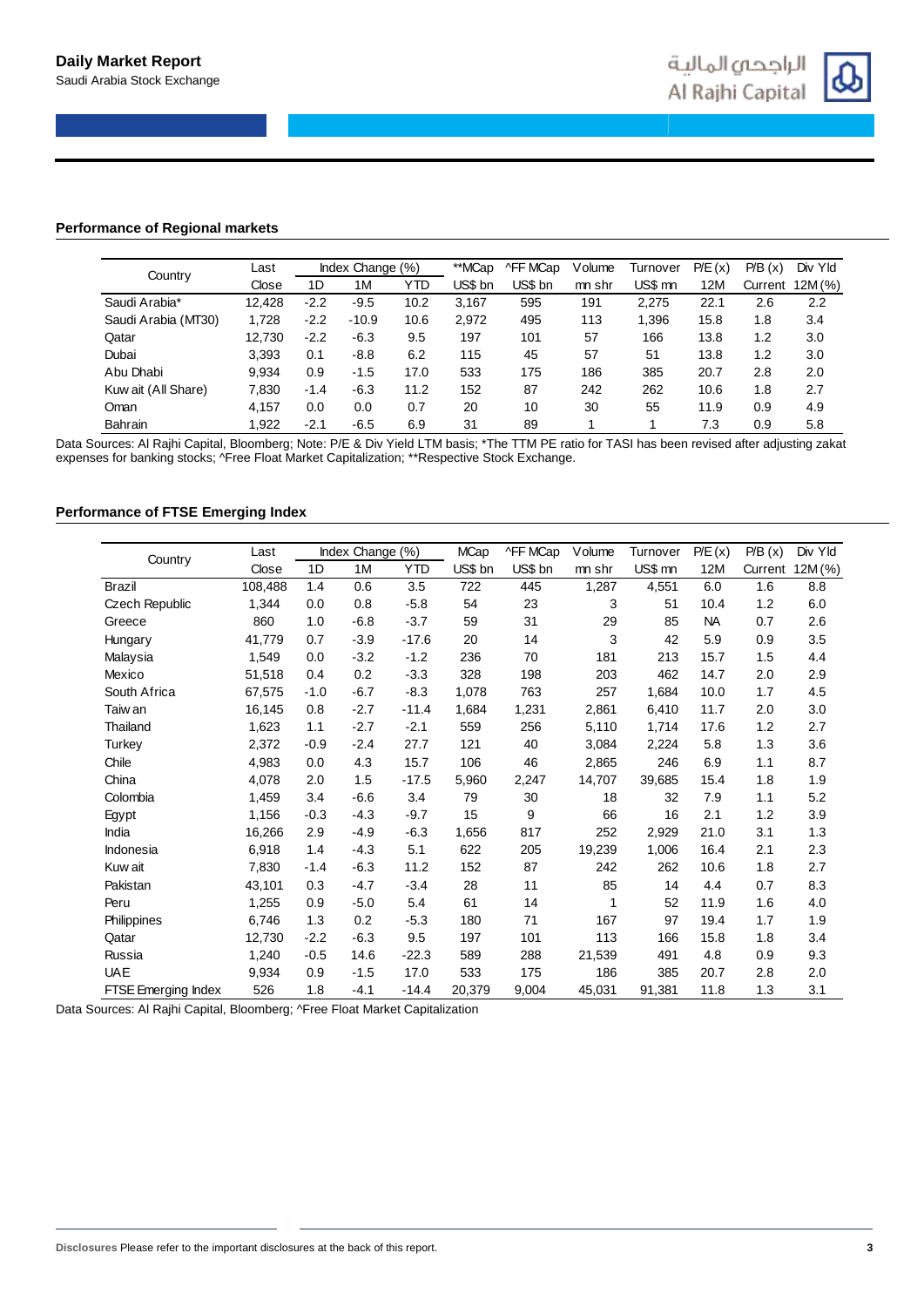## Performance of Regional markets

| Country | Last | Index Change (%) | | | **MCap | ^FF MCap | Volume | Turnover | P/E (x) | P/B (x) | Div Yld |
|---|---|---|---|---|---|---|---|---|---|---|---|
| | Close | 1D | 1M | YTD | US$ bn | US$ bn | mn shr | US$ mn | 12M | Current | 12M (%) |
| Saudi Arabia* | 12,428 | -2.2 | -9.5 | 10.2 | 3,167 | 595 | 191 | 2,275 | 22.1 | 2.6 | 2.2 |
| Saudi Arabia (MT30) | 1,728 | -2.2 | -10.9 | 10.6 | 2,972 | 495 | 113 | 1,396 | 15.8 | 1.8 | 3.4 |
| Qatar | 12,730 | -2.2 | -6.3 | 9.5 | 197 | 101 | 57 | 166 | 13.8 | 1.2 | 3.0 |
| Dubai | 3,393 | 0.1 | -8.8 | 6.2 | 115 | 45 | 57 | 51 | 13.8 | 1.2 | 3.0 |
| Abu Dhabi | 9,934 | 0.9 | -1.5 | 17.0 | 533 | 175 | 186 | 385 | 20.7 | 2.8 | 2.0 |
| Kuwait (All Share) | 7,830 | -1.4 | -6.3 | 11.2 | 152 | 87 | 242 | 262 | 10.6 | 1.8 | 2.7 |
| Oman | 4,157 | 0.0 | 0.0 | 0.7 | 20 | 10 | 30 | 55 | 11.9 | 0.9 | 4.9 |
| Bahrain | 1,922 | -2.1 | -6.5 | 6.9 | 31 | 89 | 1 | 1 | 7.3 | 0.9 | 5.8 |

Data Sources: Al Rajhi Capital, Bloomberg; Note: P/E & Div Yield LTM basis; *The TTM PE ratio for TASI has been revised after adjusting zakat expenses for banking stocks; ^Free Float Market Capitalization; **Respective Stock Exchange.

## Performance of FTSE Emerging Index

| Country | Last | Index Change (%) | | | MCap | ^FF MCap | Volume | Turnover | P/E (x) | P/B (x) | Div Yld |
|---|---|---|---|---|---|---|---|---|---|---|---|
| | Close | 1D | 1M | YTD | US$ bn | US$ bn | mn shr | US$ mn | 12M | Current | 12M (%) |
| Brazil | 108,488 | 1.4 | 0.6 | 3.5 | 722 | 445 | 1,287 | 4,551 | 6.0 | 1.6 | 8.8 |
| Czech Republic | 1,344 | 0.0 | 0.8 | -5.8 | 54 | 23 | 3 | 51 | 10.4 | 1.2 | 6.0 |
| Greece | 860 | 1.0 | -6.8 | -3.7 | 59 | 31 | 29 | 85 | NA | 0.7 | 2.6 |
| Hungary | 41,779 | 0.7 | -3.9 | -17.6 | 20 | 14 | 3 | 42 | 5.9 | 0.9 | 3.5 |
| Malaysia | 1,549 | 0.0 | -3.2 | -1.2 | 236 | 70 | 181 | 213 | 15.7 | 1.5 | 4.4 |
| Mexico | 51,518 | 0.4 | 0.2 | -3.3 | 328 | 198 | 203 | 462 | 14.7 | 2.0 | 2.9 |
| South Africa | 67,575 | -1.0 | -6.7 | -8.3 | 1,078 | 763 | 257 | 1,684 | 10.0 | 1.7 | 4.5 |
| Taiwan | 16,145 | 0.8 | -2.7 | -11.4 | 1,684 | 1,231 | 2,861 | 6,410 | 11.7 | 2.0 | 3.0 |
| Thailand | 1,623 | 1.1 | -2.7 | -2.1 | 559 | 256 | 5,110 | 1,714 | 17.6 | 1.2 | 2.7 |
| Turkey | 2,372 | -0.9 | -2.4 | 27.7 | 121 | 40 | 3,084 | 2,224 | 5.8 | 1.3 | 3.6 |
| Chile | 4,983 | 0.0 | 4.3 | 15.7 | 106 | 46 | 2,865 | 246 | 6.9 | 1.1 | 8.7 |
| China | 4,078 | 2.0 | 1.5 | -17.5 | 5,960 | 2,247 | 14,707 | 39,685 | 15.4 | 1.8 | 1.9 |
| Colombia | 1,459 | 3.4 | -6.6 | 3.4 | 79 | 30 | 18 | 32 | 7.9 | 1.1 | 5.2 |
| Egypt | 1,156 | -0.3 | -4.3 | -9.7 | 15 | 9 | 66 | 16 | 2.1 | 1.2 | 3.9 |
| India | 16,266 | 2.9 | -4.9 | -6.3 | 1,656 | 817 | 252 | 2,929 | 21.0 | 3.1 | 1.3 |
| Indonesia | 6,918 | 1.4 | -4.3 | 5.1 | 622 | 205 | 19,239 | 1,006 | 16.4 | 2.1 | 2.3 |
| Kuwait | 7,830 | -1.4 | -6.3 | 11.2 | 152 | 87 | 242 | 262 | 10.6 | 1.8 | 2.7 |
| Pakistan | 43,101 | 0.3 | -4.7 | -3.4 | 28 | 11 | 85 | 14 | 4.4 | 0.7 | 8.3 |
| Peru | 1,255 | 0.9 | -5.0 | 5.4 | 61 | 14 | 1 | 52 | 11.9 | 1.6 | 4.0 |
| Philippines | 6,746 | 1.3 | 0.2 | -5.3 | 180 | 71 | 167 | 97 | 19.4 | 1.7 | 1.9 |
| Qatar | 12,730 | -2.2 | -6.3 | 9.5 | 197 | 101 | 113 | 166 | 15.8 | 1.8 | 3.4 |
| Russia | 1,240 | -0.5 | 14.6 | -22.3 | 589 | 288 | 21,539 | 491 | 4.8 | 0.9 | 9.3 |
| UAE | 9,934 | 0.9 | -1.5 | 17.0 | 533 | 175 | 186 | 385 | 20.7 | 2.8 | 2.0 |
| FTSE Emerging Index | 526 | 1.8 | -4.1 | -14.4 | 20,379 | 9,004 | 45,031 | 91,381 | 11.8 | 1.3 | 3.1 |

Data Sources: Al Rajhi Capital, Bloomberg; ^Free Float Market Capitalization

**Disclosures** Please refer to the important disclosures at the back of this report.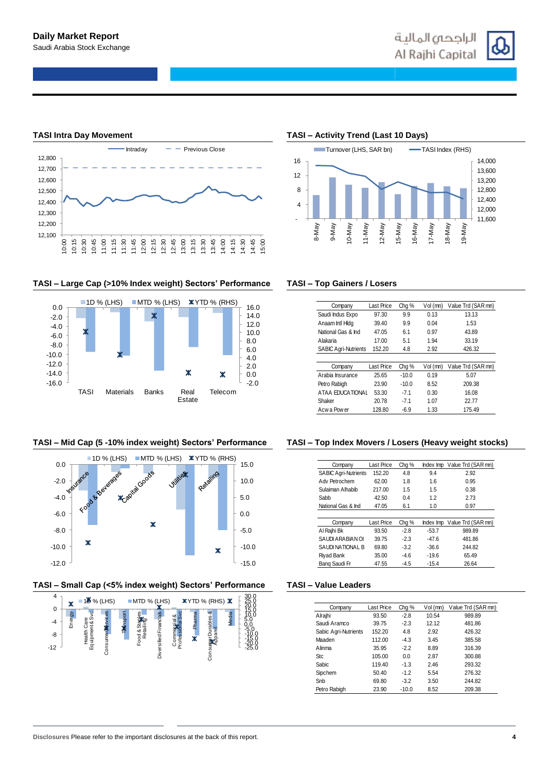## TASI Intra Day Movement

## TASI – Activity Trend (Last 10 Days)

## TASI – Large Cap (>10% Index weight) Sectors' Performance

## TASI – Top Gainers / Losers

| Company | Last Price | Chg % | Vol (mn) | Value Trd (SAR mn) |
|---|---|---|---|---|
| Saudi Indus Expo | 97.30 | 9.9 | 0.13 | 13.13 |
| Anaam Intl Hldg | 39.40 | 9.9 | 0.04 | 1.53 |
| National Gas & Ind | 47.05 | 6.1 | 0.97 | 43.89 |
| Alakaria | 17.00 | 5.1 | 1.94 | 33.19 |
| SABIC Agri-Nutrients | 152.20 | 4.8 | 2.92 | 426.32 |

| Company | Last Price | Chg % | Vol (mn) | Value Trd (SAR mn) |
|---|---|---|---|---|
| Arabia Insurance | 25.65 | -10.0 | 0.19 | 5.07 |
| Petro Rabigh | 23.90 | -10.0 | 8.52 | 209.38 |
| ATAA EDUCATIONAL | 53.30 | -7.1 | 0.30 | 16.08 |
| Shaker | 20.78 | -7.1 | 1.07 | 22.77 |
| Acwa Power | 128.80 | -6.9 | 1.33 | 175.49 |

## TASI – Mid Cap (5 -10% index weight) Sectors' Performance

## TASI – Top Index Movers / Losers (Heavy weight stocks)

| Company | Last Price | Chg % | Index Imp | Value Trd (SAR mn) |
|---|---|---|---|---|
| SABIC Agri-Nutrients | 152.20 | 4.8 | 9.4 | 2.92 |
| Adv Petrochem | 62.00 | 1.8 | 1.6 | 0.95 |
| Sulaiman Alhabib | 217.00 | 1.5 | 1.5 | 0.38 |
| Sabb | 42.50 | 0.4 | 1.2 | 2.73 |
| National Gas & Ind | 47.05 | 6.1 | 1.0 | 0.97 |

| Company | Last Price | Chg % | Index Imp | Value Trd (SAR mn) |
|---|---|---|---|---|
| Al Rajhi Bk | 93.50 | -2.8 | -53.7 | 989.89 |
| SAUDI ARABIAN OI | 39.75 | -2.3 | -47.6 | 481.86 |
| SAUDI NATIONAL B | 69.80 | -3.2 | -36.6 | 244.82 |
| Riyad Bank | 35.00 | -4.6 | -19.6 | 65.49 |
| Banq Saudi Fr | 47.55 | -4.5 | -15.4 | 26.64 |

## TASI – Small Cap (<5% index weight) Sectors' Performance

## TASI – Value Leaders

| Company | Last Price | Chg % | Vol (mn) | Value Trd (SAR mn) |
|---|---|---|---|---|
| Alrajhi | 93.50 | -2.8 | 10.54 | 989.89 |
| Saudi Aramco | 39.75 | -2.3 | 12.12 | 481.86 |
| Sabic Agri-Nutrients | 152.20 | 4.8 | 2.92 | 426.32 |
| Maaden | 112.00 | -4.3 | 3.45 | 385.58 |
| Alinma | 35.95 | -2.2 | 8.89 | 316.39 |
| Stc | 105.00 | 0.0 | 2.87 | 300.88 |
| Sabic | 119.40 | -1.3 | 2.46 | 293.32 |
| Sipchem | 50.40 | -1.2 | 5.54 | 276.32 |
| Snb | 69.80 | -3.2 | 3.50 | 244.82 |
| Petro Rabigh | 23.90 | -10.0 | 8.52 | 209.38 |

**Disclosures** Please refer to the important disclosures at the back of this report.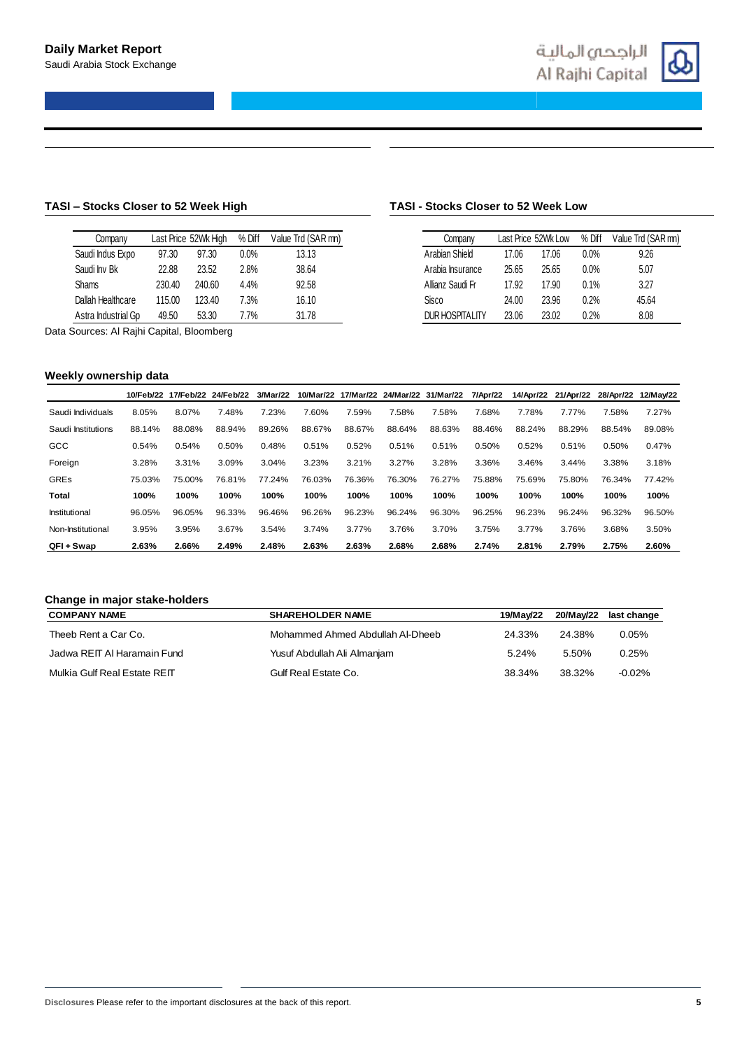## TASI – Stocks Closer to 52 Week High

| Company | Last Price | 52Wk High | % Diff | Value Trd (SAR mn) |
|---|---|---|---|---|
| Saudi Indus Expo | 97.30 | 97.30 | 0.0% | 13.13 |
| Saudi Inv Bk | 22.88 | 23.52 | 2.8% | 38.64 |
| Shams | 230.40 | 240.60 | 4.4% | 92.58 |
| Dallah Healthcare | 115.00 | 123.40 | 7.3% | 16.10 |
| Astra Industrial Gp | 49.50 | 53.30 | 7.7% | 31.78 |

Data Sources: Al Rajhi Capital, Bloomberg

## TASI - Stocks Closer to 52 Week Low

| Company | Last Price | 52Wk Low | % Diff | Value Trd (SAR mn) |
|---|---|---|---|---|
| Arabian Shield | 17.06 | 17.06 | 0.0% | 9.26 |
| Arabia Insurance | 25.65 | 25.65 | 0.0% | 5.07 |
| Allianz Saudi Fr | 17.92 | 17.90 | 0.1% | 3.27 |
| Sisco | 24.00 | 23.96 | 0.2% | 45.64 |
| DUR HOSPITALITY | 23.06 | 23.02 | 0.2% | 8.08 |

## Weekly ownership data

| | 10/Feb/22 | 17/Feb/22 | 24/Feb/22 | 3/Mar/22 | 10/Mar/22 | 17/Mar/22 | 24/Mar/22 | 31/Mar/22 | 7/Apr/22 | 14/Apr/22 | 21/Apr/22 | 28/Apr/22 | 12/May/22 |
|---|---|---|---|---|---|---|---|---|---|---|---|---|---|
| Saudi Individuals | 8.05% | 8.07% | 7.48% | 7.23% | 7.60% | 7.59% | 7.58% | 7.58% | 7.68% | 7.78% | 7.77% | 7.58% | 7.27% |
| Saudi Institutions | 88.14% | 88.08% | 88.94% | 89.26% | 88.67% | 88.67% | 88.64% | 88.63% | 88.46% | 88.24% | 88.29% | 88.54% | 89.08% |
| GCC | 0.54% | 0.54% | 0.50% | 0.48% | 0.51% | 0.52% | 0.51% | 0.51% | 0.50% | 0.52% | 0.51% | 0.50% | 0.47% |
| Foreign | 3.28% | 3.31% | 3.09% | 3.04% | 3.23% | 3.21% | 3.27% | 3.28% | 3.36% | 3.46% | 3.44% | 3.38% | 3.18% |
| GREs | 75.03% | 75.00% | 76.81% | 77.24% | 76.03% | 76.36% | 76.30% | 76.27% | 75.88% | 75.69% | 75.80% | 76.34% | 77.42% |
| **Total** | **100%** | **100%** | **100%** | **100%** | **100%** | **100%** | **100%** | **100%** | **100%** | **100%** | **100%** | **100%** | **100%** |
| Institutional | 96.05% | 96.05% | 96.33% | 96.46% | 96.26% | 96.23% | 96.24% | 96.30% | 96.25% | 96.23% | 96.24% | 96.32% | 96.50% |
| Non-Institutional | 3.95% | 3.95% | 3.67% | 3.54% | 3.74% | 3.77% | 3.76% | 3.70% | 3.75% | 3.77% | 3.76% | 3.68% | 3.50% |
| **QFI + Swap** | **2.63%** | **2.66%** | **2.49%** | **2.48%** | **2.63%** | **2.63%** | **2.68%** | **2.68%** | **2.74%** | **2.81%** | **2.79%** | **2.75%** | **2.60%** |

## Change in major stake-holders

| COMPANY NAME | SHAREHOLDER NAME | 19/May/22 | 20/May/22 | last change |
|---|---|---|---|---|
| Theeb Rent a Car Co. | Mohammed Ahmed Abdullah Al-Dheeb | 24.33% | 24.38% | 0.05% |
| Jadwa REIT Al Haramain Fund | Yusuf Abdullah Ali Almanjam | 5.24% | 5.50% | 0.25% |
| Mulkia Gulf Real Estate REIT | Gulf Real Estate Co. | 38.34% | 38.32% | -0.02% |

**Disclosures** Please refer to the important disclosures at the back of this report.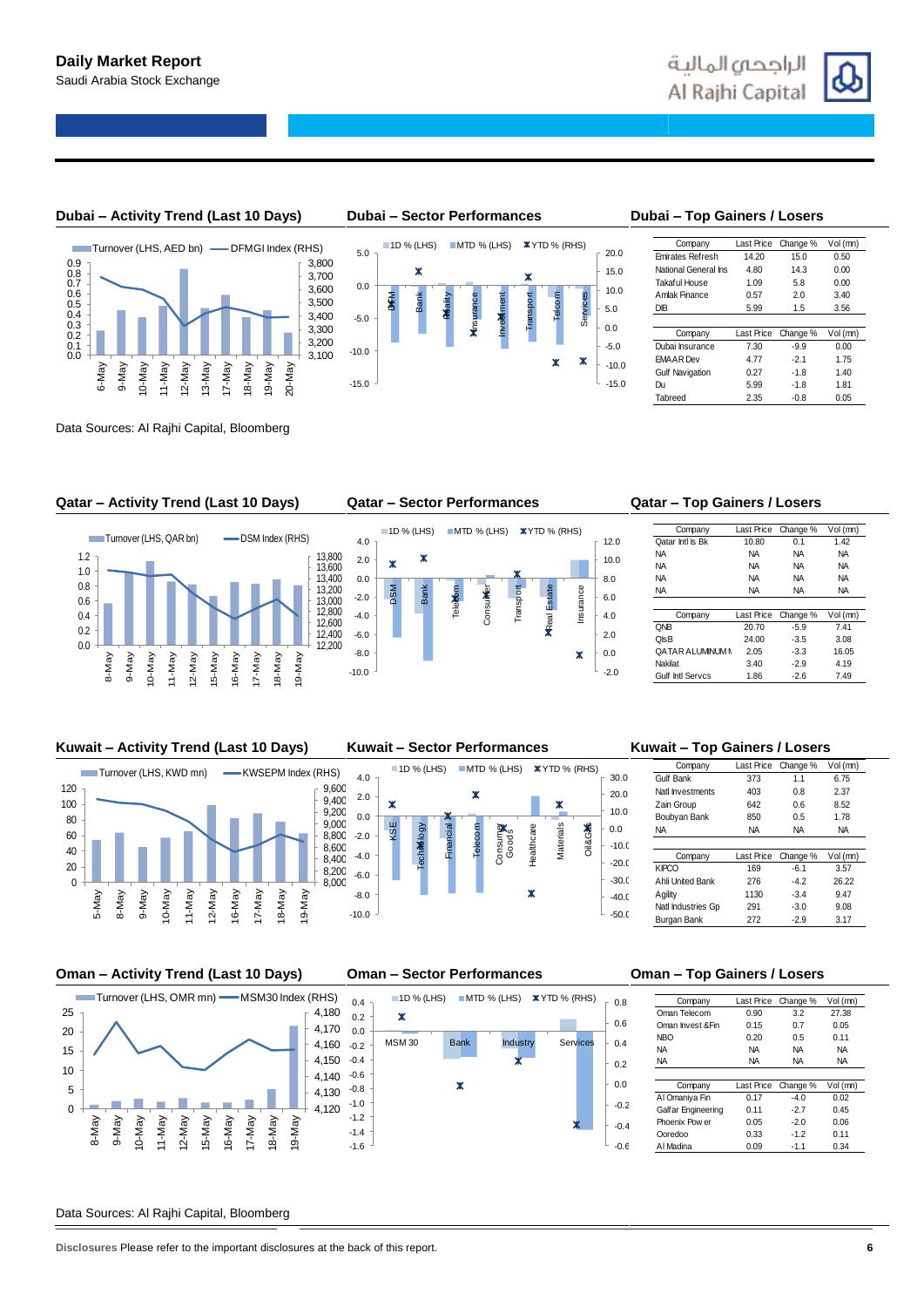**Daily Market Report**
Saudi Arabia Stock Exchange

## Dubai – Activity Trend (Last 10 Days)

## Dubai – Sector Performances

## Dubai – Top Gainers / Losers

| Company | Last Price | Change % | Vol (mn) |
|---|---|---|---|
| Emirates Refresh | 14.20 | 15.0 | 0.50 |
| National General Ins | 4.80 | 14.3 | 0.00 |
| Takaful House | 1.09 | 5.8 | 0.00 |
| Amlak Finance | 0.57 | 2.0 | 3.40 |
| DIB | 5.99 | 1.5 | 3.56 |

| Company | Last Price | Change % | Vol (mn) |
|---|---|---|---|
| Dubai Insurance | 7.30 | -9.9 | 0.00 |
| EMAAR Dev | 4.77 | -2.1 | 1.75 |
| Gulf Navigation | 0.27 | -1.8 | 1.40 |
| Du | 5.99 | -1.8 | 1.81 |
| Tabreed | 2.35 | -0.8 | 0.05 |

Data Sources: Al Rajhi Capital, Bloomberg

## Qatar – Activity Trend (Last 10 Days)

## Qatar – Sector Performances

## Qatar – Top Gainers / Losers

| Company | Last Price | Change % | Vol (mn) |
|---|---|---|---|
| Qatar Intl Is Bk | 10.80 | 0.1 | 1.42 |
| NA | NA | NA | NA |
| NA | NA | NA | NA |
| NA | NA | NA | NA |
| NA | NA | NA | NA |

| Company | Last Price | Change % | Vol (mn) |
|---|---|---|---|
| QNB | 20.70 | -5.9 | 7.41 |
| QIsB | 24.00 | -3.5 | 3.08 |
| QATAR ALUMINUM I | 2.05 | -3.3 | 16.05 |
| Nakilat | 3.40 | -2.9 | 4.19 |
| Gulf Intl Servcs | 1.86 | -2.6 | 7.49 |

## Kuwait – Activity Trend (Last 10 Days)

## Kuwait – Sector Performances

## Kuwait – Top Gainers / Losers

| Company | Last Price | Change % | Vol (mn) |
|---|---|---|---|
| Gulf Bank | 373 | 1.1 | 6.75 |
| Natl Investments | 403 | 0.8 | 2.37 |
| Zain Group | 642 | 0.6 | 8.52 |
| Boubyan Bank | 850 | 0.5 | 1.78 |
| NA | NA | NA | NA |

| Company | Last Price | Change % | Vol (mn) |
|---|---|---|---|
| KIPCO | 169 | -6.1 | 3.57 |
| Ahli United Bank | 276 | -4.2 | 26.22 |
| Agility | 1130 | -3.4 | 9.47 |
| Natl Industries Gp | 291 | -3.0 | 9.08 |
| Burgan Bank | 272 | -2.9 | 3.17 |

## Oman – Activity Trend (Last 10 Days)

## Oman – Sector Performances

## Oman – Top Gainers / Losers

| Company | Last Price | Change % | Vol (mn) |
|---|---|---|---|
| Oman Telecom | 0.90 | 3.2 | 27.38 |
| Oman Invest &Fin | 0.15 | 0.7 | 0.05 |
| NBO | 0.20 | 0.5 | 0.11 |
| NA | NA | NA | NA |
| NA | NA | NA | NA |

| Company | Last Price | Change % | Vol (mn) |
|---|---|---|---|
| Al Omaniya Fin | 0.17 | -4.0 | 0.02 |
| Galfar Engineering | 0.11 | -2.7 | 0.45 |
| Phoenix Power | 0.05 | -2.0 | 0.06 |
| Ooredoo | 0.33 | -1.2 | 0.11 |
| Al Madina | 0.09 | -1.1 | 0.34 |

Data Sources: Al Rajhi Capital, Bloomberg

**Disclosures** Please refer to the important disclosures at the back of this report.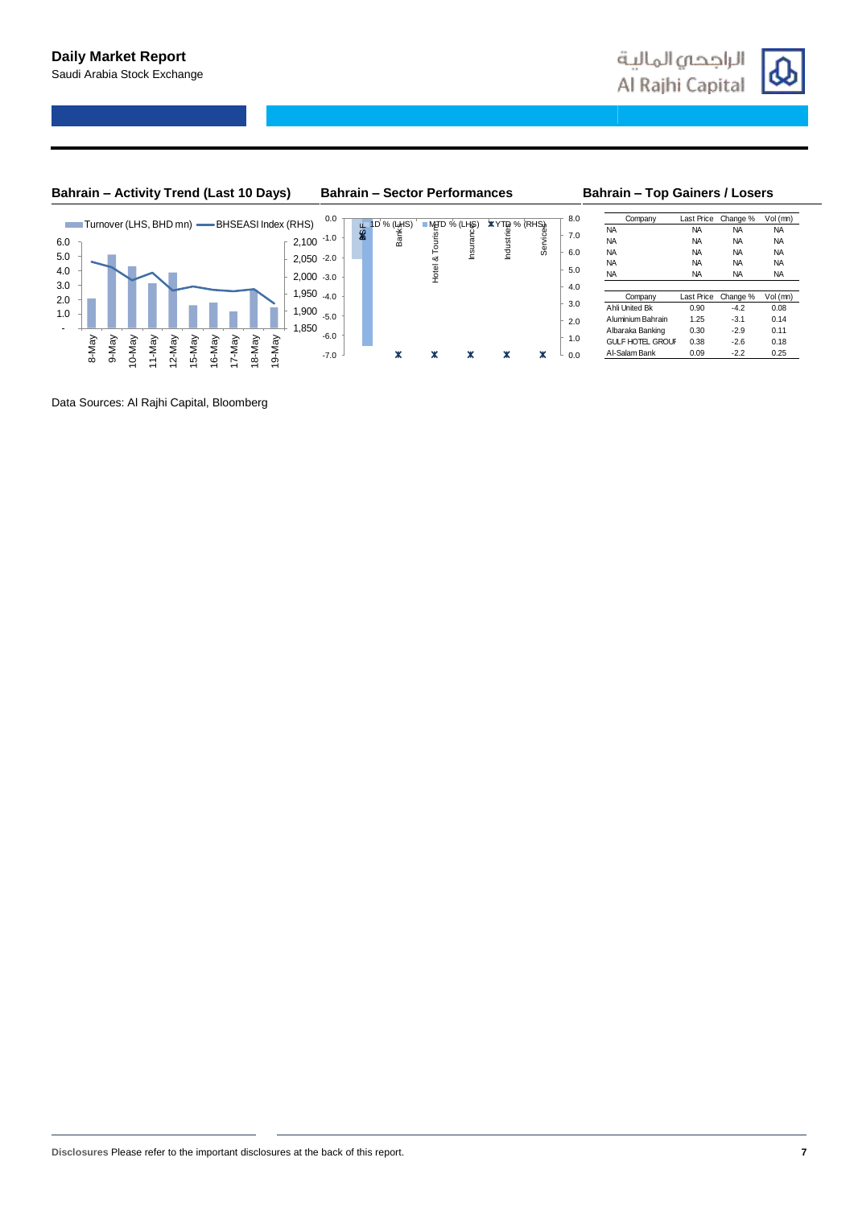## Bahrain – Activity Trend (Last 10 Days)

Turnover (LHS, BHD mn) — BHSEASI Index (RHS)

## Bahrain – Sector Performances

1D % (LHS) MTD % (LHS) YTD % (RHS)

## Bahrain – Top Gainers / Losers

| Company | Last Price | Change % | Vol (mn) |
|---|---|---|---|
| NA | NA | NA | NA |
| NA | NA | NA | NA |
| NA | NA | NA | NA |
| NA | NA | NA | NA |
| NA | NA | NA | NA |

| Company | Last Price | Change % | Vol (mn) |
|---|---|---|---|
| Ahli United Bk | 0.90 | -4.2 | 0.08 |
| Aluminium Bahrain | 1.25 | -3.1 | 0.14 |
| Albaraka Banking | 0.30 | -2.9 | 0.11 |
| GULF HOTEL GROUI | 0.38 | -2.6 | 0.18 |
| Al-Salam Bank | 0.09 | -2.2 | 0.25 |

Data Sources: Al Rajhi Capital, Bloomberg

**Disclosures** Please refer to the important disclosures at the back of this report.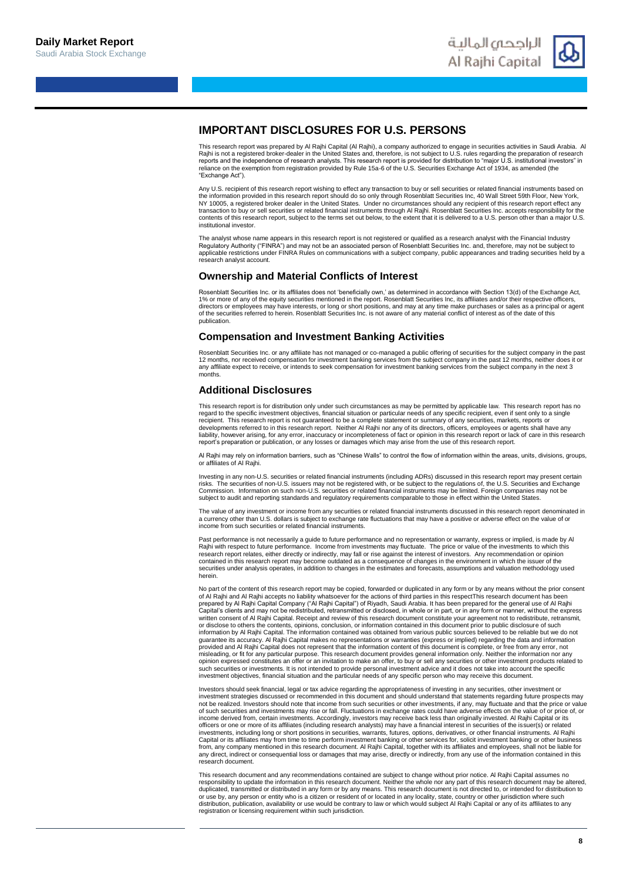# IMPORTANT DISCLOSURES FOR U.S. PERSONS

This research report was prepared by Al Rajhi Capital (Al Rajhi), a company authorized to engage in securities activities in Saudi Arabia. Al Rajhi is not a registered broker-dealer in the United States and, therefore, is not subject to U.S. rules regarding the preparation of research reports and the independence of research analysts. This research report is provided for distribution to "major U.S. institutional investors" in reliance on the exemption from registration provided by Rule 15a-6 of the U.S. Securities Exchange Act of 1934, as amended (the "Exchange Act").

Any U.S. recipient of this research report wishing to effect any transaction to buy or sell securities or related financial instruments based on the information provided in this research report should do so only through Rosenblatt Securities Inc, 40 Wall Street 59th Floor, New York, NY 10005, a registered broker dealer in the United States. Under no circumstances should any recipient of this research report effect any transaction to buy or sell securities or related financial instruments through Al Rajhi. Rosenblatt Securities Inc. accepts responsibility for the contents of this research report, subject to the terms set out below, to the extent that it is delivered to a U.S. person other than a major U.S. institutional investor.

The analyst whose name appears in this research report is not registered or qualified as a research analyst with the Financial Industry Regulatory Authority ("FINRA") and may not be an associated person of Rosenblatt Securities Inc. and, therefore, may not be subject to applicable restrictions under FINRA Rules on communications with a subject company, public appearances and trading securities held by a research analyst account.

## Ownership and Material Conflicts of Interest

Rosenblatt Securities Inc. or its affiliates does not 'beneficially own,' as determined in accordance with Section 13(d) of the Exchange Act, 1% or more of any of the equity securities mentioned in the report. Rosenblatt Securities Inc, its affiliates and/or their respective officers, directors or employees may have interests, or long or short positions, and may at any time make purchases or sales as a principal or agent of the securities referred to herein. Rosenblatt Securities Inc. is not aware of any material conflict of interest as of the date of this publication.

## Compensation and Investment Banking Activities

Rosenblatt Securities Inc. or any affiliate has not managed or co-managed a public offering of securities for the subject company in the past 12 months, nor received compensation for investment banking services from the subject company in the past 12 months, neither does it or any affiliate expect to receive, or intends to seek compensation for investment banking services from the subject company in the next 3 months.

## Additional Disclosures

This research report is for distribution only under such circumstances as may be permitted by applicable law. This research report has no regard to the specific investment objectives, financial situation or particular needs of any specific recipient, even if sent only to a single recipient. This research report is not guaranteed to be a complete statement or summary of any securities, markets, reports or developments referred to in this research report. Neither Al Rajhi nor any of its directors, officers, employees or agents shall have any liability, however arising, for any error, inaccuracy or incompleteness of fact or opinion in this research report or lack of care in this research report's preparation or publication, or any losses or damages which may arise from the use of this research report.

Al Rajhi may rely on information barriers, such as "Chinese Walls" to control the flow of information within the areas, units, divisions, groups, or affiliates of Al Rajhi.

Investing in any non-U.S. securities or related financial instruments (including ADRs) discussed in this research report may present certain risks. The securities of non-U.S. issuers may not be registered with, or be subject to the regulations of, the U.S. Securities and Exchange Commission. Information on such non-U.S. securities or related financial instruments may be limited. Foreign companies may not be subject to audit and reporting standards and regulatory requirements comparable to those in effect within the United States.

The value of any investment or income from any securities or related financial instruments discussed in this research report denominated in a currency other than U.S. dollars is subject to exchange rate fluctuations that may have a positive or adverse effect on the value of or income from such securities or related financial instruments.

Past performance is not necessarily a guide to future performance and no representation or warranty, express or implied, is made by Al Rajhi with respect to future performance. Income from investments may fluctuate. The price or value of the investments to which this research report relates, either directly or indirectly, may fall or rise against the interest of investors. Any recommendation or opinion contained in this research report may become outdated as a consequence of changes in the environment in which the issuer of the securities under analysis operates, in addition to changes in the estimates and forecasts, assumptions and valuation methodology used herein.

No part of the content of this research report may be copied, forwarded or duplicated in any form or by any means without the prior consent of Al Rajhi and Al Rajhi accepts no liability whatsoever for the actions of third parties in this respectThis research document has been prepared by Al Rajhi Capital Company ("Al Rajhi Capital") of Riyadh, Saudi Arabia. It has been prepared for the general use of Al Rajhi Capital's clients and may not be redistributed, retransmitted or disclosed, in whole or in part, or in any form or manner, without the express written consent of Al Rajhi Capital. Receipt and review of this research document constitute your agreement not to redistribute, retransmit, or disclose to others the contents, opinions, conclusion, or information contained in this document prior to public disclosure of such information by Al Rajhi Capital. The information contained was obtained from various public sources believed to be reliable but we do not guarantee its accuracy. Al Rajhi Capital makes no representations or warranties (express or implied) regarding the data and information provided and Al Rajhi Capital does not represent that the information content of this document is complete, or free from any error, not misleading, or fit for any particular purpose. This research document provides general information only. Neither the information nor any opinion expressed constitutes an offer or an invitation to make an offer, to buy or sell any securities or other investment products related to such securities or investments. It is not intended to provide personal investment advice and it does not take into account the specific investment objectives, financial situation and the particular needs of any specific person who may receive this document.

Investors should seek financial, legal or tax advice regarding the appropriateness of investing in any securities, other investment or investment strategies discussed or recommended in this document and should understand that statements regarding future prospects may not be realized. Investors should note that income from such securities or other investments, if any, may fluctuate and that the price or value of such securities and investments may rise or fall. Fluctuations in exchange rates could have adverse effects on the value of or price of, or income derived from, certain investments. Accordingly, investors may receive back less than originally invested. Al Rajhi Capital or its officers or one or more of its affiliates (including research analysts) may have a financial interest in securities of the issuer(s) or related investments, including long or short positions in securities, warrants, futures, options, derivatives, or other financial instruments. Al Rajhi Capital or its affiliates may from time to time perform investment banking or other services for, solicit investment banking or other business from, any company mentioned in this research document. Al Rajhi Capital, together with its affiliates and employees, shall not be liable for any direct, indirect or consequential loss or damages that may arise, directly or indirectly, from any use of the information contained in this research document.

This research document and any recommendations contained are subject to change without prior notice. Al Rajhi Capital assumes no responsibility to update the information in this research document. Neither the whole nor any part of this research document may be altered, duplicated, transmitted or distributed in any form or by any means. This research document is not directed to, or intended for distribution to or use by, any person or entity who is a citizen or resident of or located in any locality, state, country or other jurisdiction where such distribution, publication, availability or use would be contrary to law or which would subject Al Rajhi Capital or any of its affiliates to any registration or licensing requirement within such jurisdiction.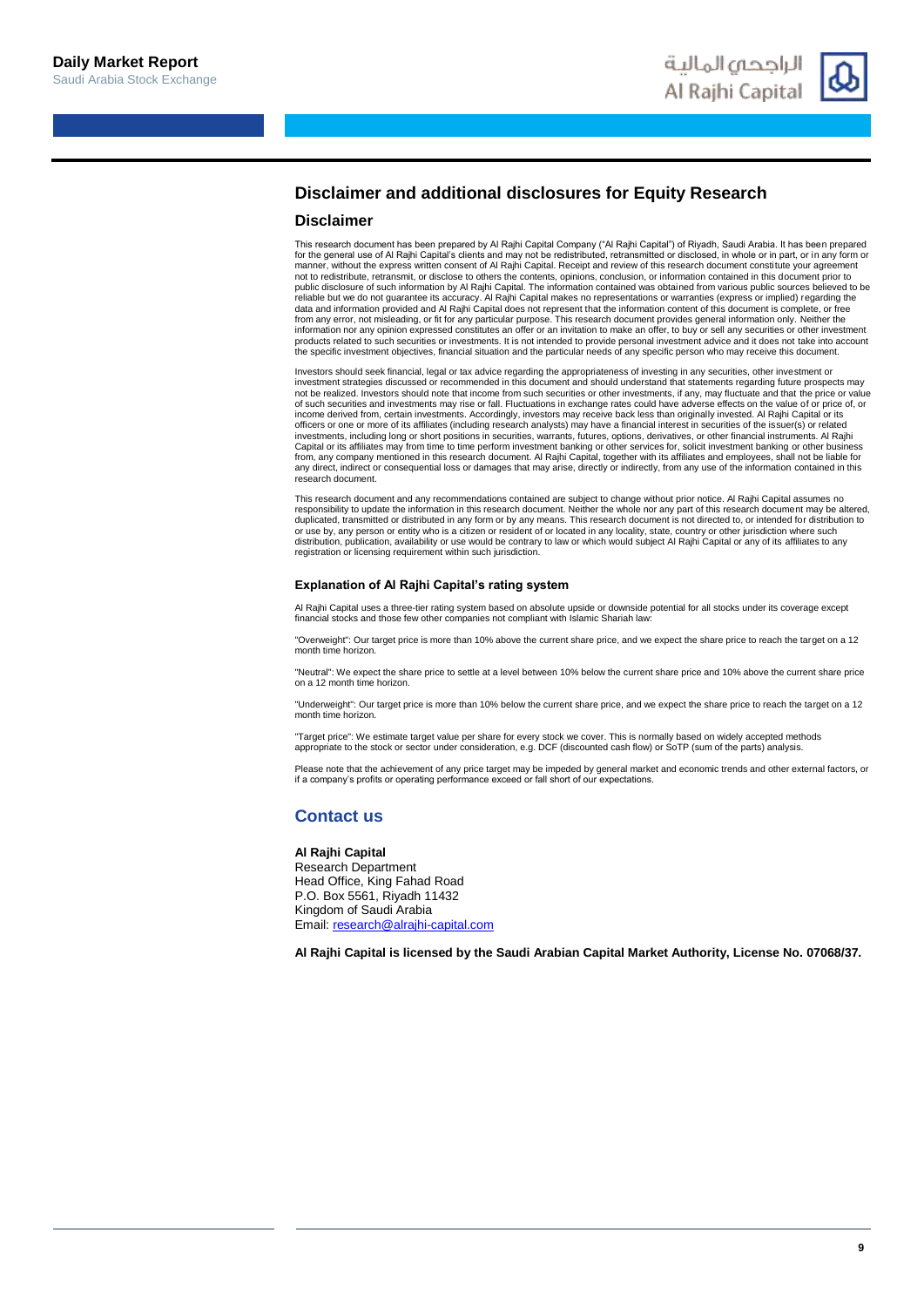# Disclaimer and additional disclosures for Equity Research

## Disclaimer

This research document has been prepared by Al Rajhi Capital Company ("Al Rajhi Capital") of Riyadh, Saudi Arabia. It has been prepared for the general use of Al Rajhi Capital's clients and may not be redistributed, retransmitted or disclosed, in whole or in part, or in any form or manner, without the express written consent of Al Rajhi Capital. Receipt and review of this research document constitute your agreement not to redistribute, retransmit, or disclose to others the contents, opinions, conclusion, or information contained in this document prior to public disclosure of such information by Al Rajhi Capital. The information contained was obtained from various public sources believed to be reliable but we do not guarantee its accuracy. Al Rajhi Capital makes no representations or warranties (express or implied) regarding the data and information provided and Al Rajhi Capital does not represent that the information content of this document is complete, or free from any error, not misleading, or fit for any particular purpose. This research document provides general information only. Neither the information nor any opinion expressed constitutes an offer or an invitation to make an offer, to buy or sell any securities or other investment products related to such securities or investments. It is not intended to provide personal investment advice and it does not take into account the specific investment objectives, financial situation and the particular needs of any specific person who may receive this document.

Investors should seek financial, legal or tax advice regarding the appropriateness of investing in any securities, other investment or investment strategies discussed or recommended in this document and should understand that statements regarding future prospects may not be realized. Investors should note that income from such securities or other investments, if any, may fluctuate and that the price or value of such securities and investments may rise or fall. Fluctuations in exchange rates could have adverse effects on the value of or price of, or income derived from, certain investments. Accordingly, investors may receive back less than originally invested. Al Rajhi Capital or its officers or one or more of its affiliates (including research analysts) may have a financial interest in securities of the issuer(s) or related investments, including long or short positions in securities, warrants, futures, options, derivatives, or other financial instruments. Al Rajhi Capital or its affiliates may from time to time perform investment banking or other services for, solicit investment banking or other business from, any company mentioned in this research document. Al Rajhi Capital, together with its affiliates and employees, shall not be liable for any direct, indirect or consequential loss or damages that may arise, directly or indirectly, from any use of the information contained in this research document.

This research document and any recommendations contained are subject to change without prior notice. Al Rajhi Capital assumes no responsibility to update the information in this research document. Neither the whole nor any part of this research document may be altered, duplicated, transmitted or distributed in any form or by any means. This research document is not directed to, or intended for distribution to or use by, any person or entity who is a citizen or resident of or located in any locality, state, country or other jurisdiction where such distribution, publication, availability or use would be contrary to law or which would subject Al Rajhi Capital or any of its affiliates to any registration or licensing requirement within such jurisdiction.

### Explanation of Al Rajhi Capital's rating system

Al Rajhi Capital uses a three-tier rating system based on absolute upside or downside potential for all stocks under its coverage except financial stocks and those few other companies not compliant with Islamic Shariah law:

"Overweight": Our target price is more than 10% above the current share price, and we expect the share price to reach the target on a 12 month time horizon.

"Neutral": We expect the share price to settle at a level between 10% below the current share price and 10% above the current share price on a 12 month time horizon.

"Underweight": Our target price is more than 10% below the current share price, and we expect the share price to reach the target on a 12 month time horizon.

"Target price": We estimate target value per share for every stock we cover. This is normally based on widely accepted methods appropriate to the stock or sector under consideration, e.g. DCF (discounted cash flow) or SoTP (sum of the parts) analysis.

Please note that the achievement of any price target may be impeded by general market and economic trends and other external factors, or if a company's profits or operating performance exceed or fall short of our expectations.

## Contact us

**Al Rajhi Capital**
Research Department
Head Office, King Fahad Road
P.O. Box 5561, Riyadh 11432
Kingdom of Saudi Arabia
Email: research@alrajhi-capital.com

**Al Rajhi Capital is licensed by the Saudi Arabian Capital Market Authority, License No. 07068/37.**